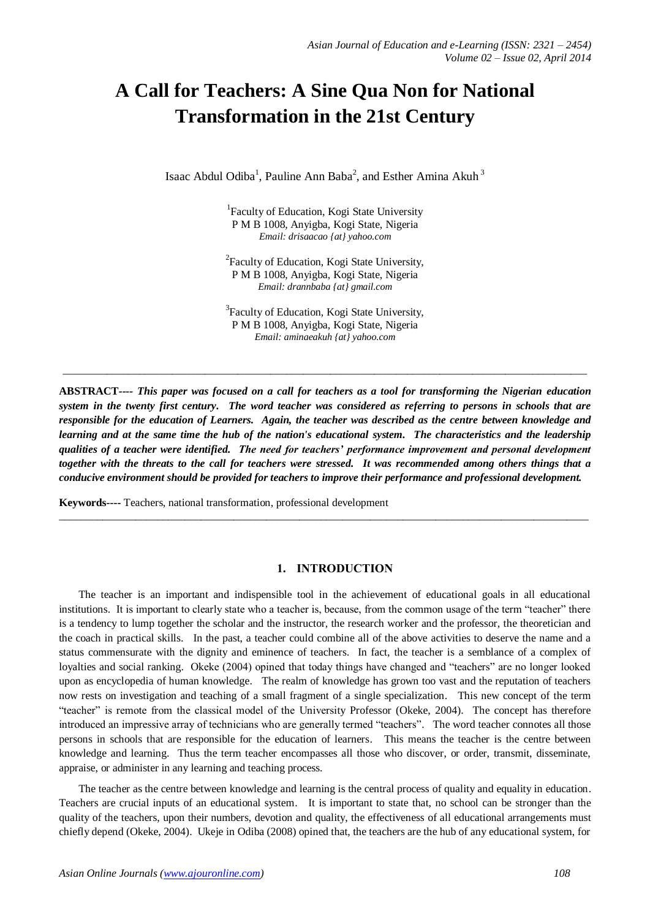# A Call for Teachers: A Sine Qua Non for National Transformation in the 21st Century

Isaac Abdul Odiba[1], Pauline Ann Baba[2], and Esther Amina Akuh[3]

[1]Faculty of Education, Kogi State University
P M B 1008, Anyigba, Kogi State, Nigeria
*Email: drisaacao {at} yahoo.com*

[2]Faculty of Education, Kogi State University,
P M B 1008, Anyigba, Kogi State, Nigeria
*Email: drannbaba {at} gmail.com*

[3]Faculty of Education, Kogi State University,
P M B 1008, Anyigba, Kogi State, Nigeria
*Email: aminaeakuh {at} yahoo.com*

---

**ABSTRACT----** ***This paper was focused on a call for teachers as a tool for transforming the Nigerian education system in the twenty first century. The word teacher was considered as referring to persons in schools that are responsible for the education of Learners. Again, the teacher was described as the centre between knowledge and learning and at the same time the hub of the nation's educational system. The characteristics and the leadership qualities of a teacher were identified. The need for teachers' performance improvement and personal development together with the threats to the call for teachers were stressed. It was recommended among others things that a conducive environment should be provided for teachers to improve their performance and professional development.***

**Keywords----** Teachers, national transformation, professional development

---

## 1. INTRODUCTION

The teacher is an important and indispensible tool in the achievement of educational goals in all educational institutions. It is important to clearly state who a teacher is, because, from the common usage of the term "teacher" there is a tendency to lump together the scholar and the instructor, the research worker and the professor, the theoretician and the coach in practical skills. In the past, a teacher could combine all of the above activities to deserve the name and a status commensurate with the dignity and eminence of teachers. In fact, the teacher is a semblance of a complex of loyalties and social ranking. Okeke (2004) opined that today things have changed and "teachers" are no longer looked upon as encyclopedia of human knowledge. The realm of knowledge has grown too vast and the reputation of teachers now rests on investigation and teaching of a small fragment of a single specialization. This new concept of the term "teacher" is remote from the classical model of the University Professor (Okeke, 2004). The concept has therefore introduced an impressive array of technicians who are generally termed "teachers". The word teacher connotes all those persons in schools that are responsible for the education of learners. This means the teacher is the centre between knowledge and learning. Thus the term teacher encompasses all those who discover, or order, transmit, disseminate, appraise, or administer in any learning and teaching process.

The teacher as the centre between knowledge and learning is the central process of quality and equality in education. Teachers are crucial inputs of an educational system. It is important to state that, no school can be stronger than the quality of the teachers, upon their numbers, devotion and quality, the effectiveness of all educational arrangements must chiefly depend (Okeke, 2004). Ukeje in Odiba (2008) opined that, the teachers are the hub of any educational system, for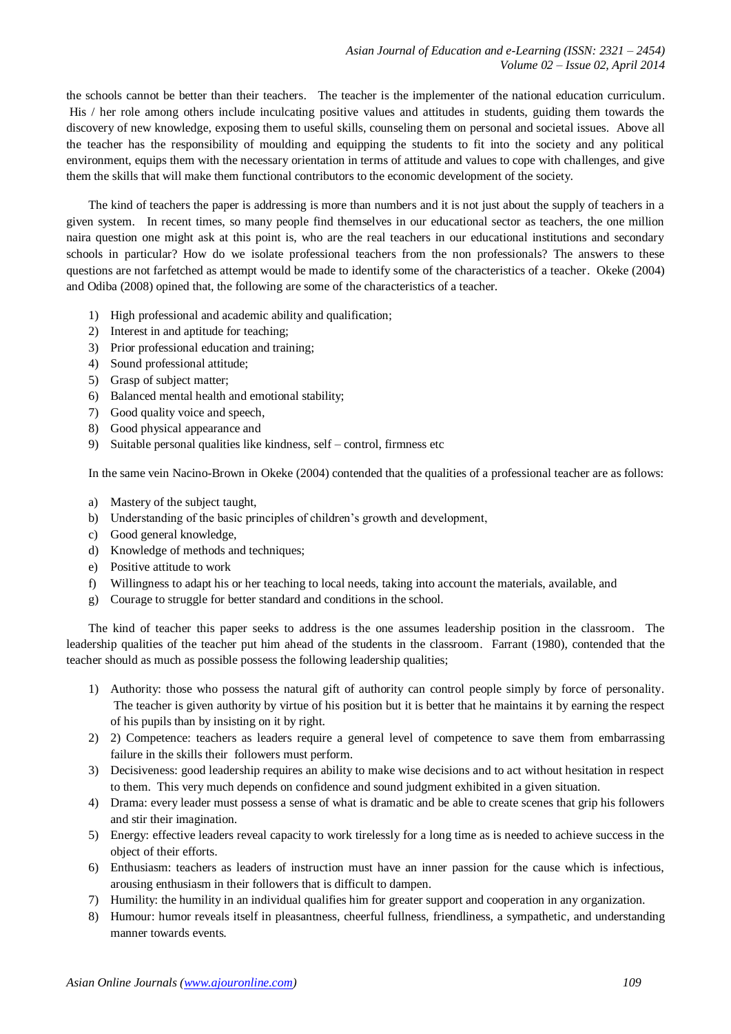the schools cannot be better than their teachers. The teacher is the implementer of the national education curriculum. His / her role among others include inculcating positive values and attitudes in students, guiding them towards the discovery of new knowledge, exposing them to useful skills, counseling them on personal and societal issues. Above all the teacher has the responsibility of moulding and equipping the students to fit into the society and any political environment, equips them with the necessary orientation in terms of attitude and values to cope with challenges, and give them the skills that will make them functional contributors to the economic development of the society.

The kind of teachers the paper is addressing is more than numbers and it is not just about the supply of teachers in a given system. In recent times, so many people find themselves in our educational sector as teachers, the one million naira question one might ask at this point is, who are the real teachers in our educational institutions and secondary schools in particular? How do we isolate professional teachers from the non professionals? The answers to these questions are not farfetched as attempt would be made to identify some of the characteristics of a teacher. Okeke (2004) and Odiba (2008) opined that, the following are some of the characteristics of a teacher.

1) High professional and academic ability and qualification;
2) Interest in and aptitude for teaching;
3) Prior professional education and training;
4) Sound professional attitude;
5) Grasp of subject matter;
6) Balanced mental health and emotional stability;
7) Good quality voice and speech,
8) Good physical appearance and
9) Suitable personal qualities like kindness, self – control, firmness etc

In the same vein Nacino-Brown in Okeke (2004) contended that the qualities of a professional teacher are as follows:

a) Mastery of the subject taught,
b) Understanding of the basic principles of children's growth and development,
c) Good general knowledge,
d) Knowledge of methods and techniques;
e) Positive attitude to work
f) Willingness to adapt his or her teaching to local needs, taking into account the materials, available, and
g) Courage to struggle for better standard and conditions in the school.

The kind of teacher this paper seeks to address is the one assumes leadership position in the classroom. The leadership qualities of the teacher put him ahead of the students in the classroom. Farrant (1980), contended that the teacher should as much as possible possess the following leadership qualities;

1) Authority: those who possess the natural gift of authority can control people simply by force of personality. The teacher is given authority by virtue of his position but it is better that he maintains it by earning the respect of his pupils than by insisting on it by right.
2) 2) Competence: teachers as leaders require a general level of competence to save them from embarrassing failure in the skills their followers must perform.
3) Decisiveness: good leadership requires an ability to make wise decisions and to act without hesitation in respect to them. This very much depends on confidence and sound judgment exhibited in a given situation.
4) Drama: every leader must possess a sense of what is dramatic and be able to create scenes that grip his followers and stir their imagination.
5) Energy: effective leaders reveal capacity to work tirelessly for a long time as is needed to achieve success in the object of their efforts.
6) Enthusiasm: teachers as leaders of instruction must have an inner passion for the cause which is infectious, arousing enthusiasm in their followers that is difficult to dampen.
7) Humility: the humility in an individual qualifies him for greater support and cooperation in any organization.
8) Humour: humor reveals itself in pleasantness, cheerful fullness, friendliness, a sympathetic, and understanding manner towards events.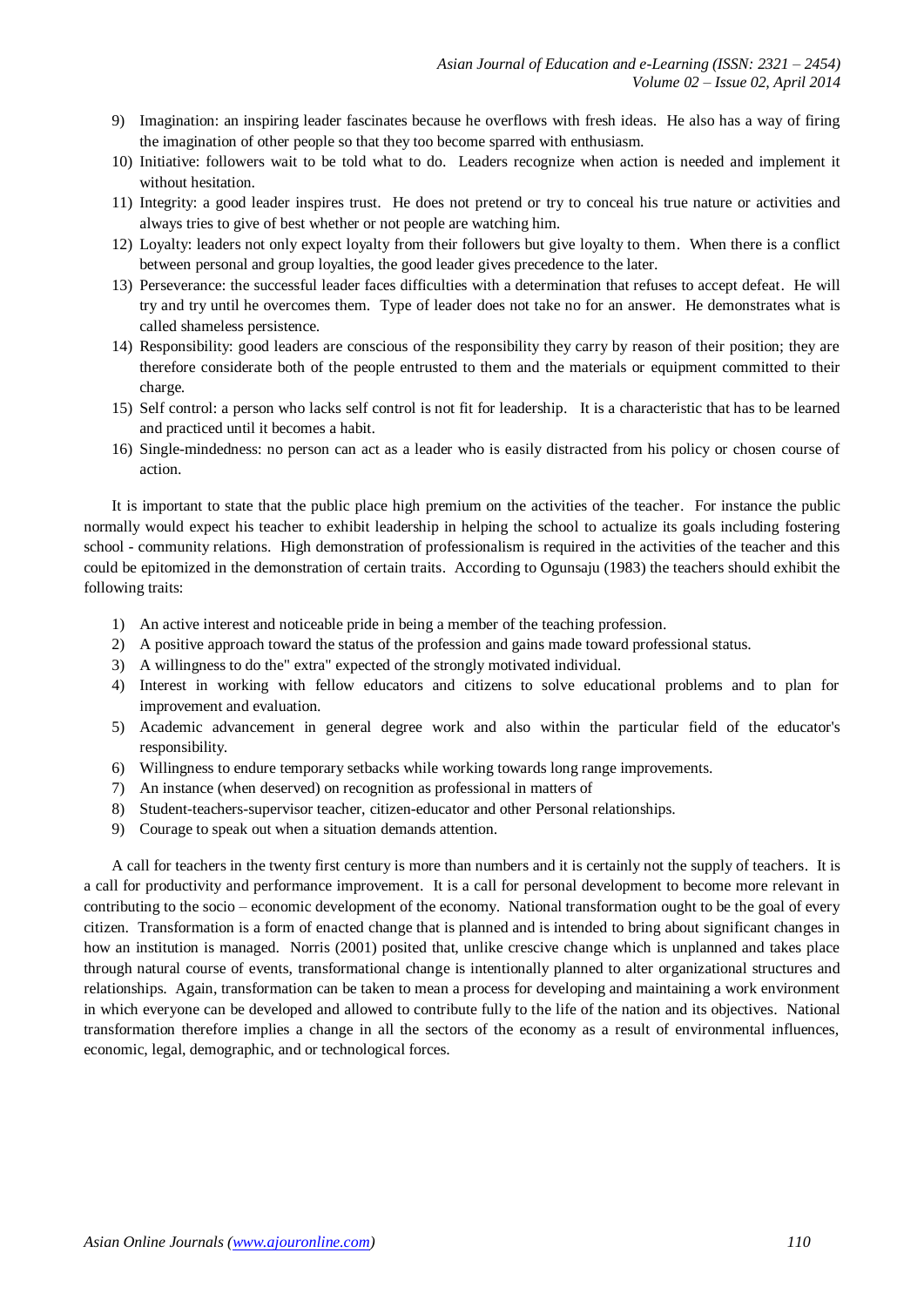9) Imagination: an inspiring leader fascinates because he overflows with fresh ideas. He also has a way of firing the imagination of other people so that they too become sparred with enthusiasm.
10) Initiative: followers wait to be told what to do. Leaders recognize when action is needed and implement it without hesitation.
11) Integrity: a good leader inspires trust. He does not pretend or try to conceal his true nature or activities and always tries to give of best whether or not people are watching him.
12) Loyalty: leaders not only expect loyalty from their followers but give loyalty to them. When there is a conflict between personal and group loyalties, the good leader gives precedence to the later.
13) Perseverance: the successful leader faces difficulties with a determination that refuses to accept defeat. He will try and try until he overcomes them. Type of leader does not take no for an answer. He demonstrates what is called shameless persistence.
14) Responsibility: good leaders are conscious of the responsibility they carry by reason of their position; they are therefore considerate both of the people entrusted to them and the materials or equipment committed to their charge.
15) Self control: a person who lacks self control is not fit for leadership. It is a characteristic that has to be learned and practiced until it becomes a habit.
16) Single-mindedness: no person can act as a leader who is easily distracted from his policy or chosen course of action.

It is important to state that the public place high premium on the activities of the teacher. For instance the public normally would expect his teacher to exhibit leadership in helping the school to actualize its goals including fostering school - community relations. High demonstration of professionalism is required in the activities of the teacher and this could be epitomized in the demonstration of certain traits. According to Ogunsaju (1983) the teachers should exhibit the following traits:

1) An active interest and noticeable pride in being a member of the teaching profession.
2) A positive approach toward the status of the profession and gains made toward professional status.
3) A willingness to do the" extra" expected of the strongly motivated individual.
4) Interest in working with fellow educators and citizens to solve educational problems and to plan for improvement and evaluation.
5) Academic advancement in general degree work and also within the particular field of the educator's responsibility.
6) Willingness to endure temporary setbacks while working towards long range improvements.
7) An instance (when deserved) on recognition as professional in matters of
8) Student-teachers-supervisor teacher, citizen-educator and other Personal relationships.
9) Courage to speak out when a situation demands attention.

A call for teachers in the twenty first century is more than numbers and it is certainly not the supply of teachers. It is a call for productivity and performance improvement. It is a call for personal development to become more relevant in contributing to the socio – economic development of the economy. National transformation ought to be the goal of every citizen. Transformation is a form of enacted change that is planned and is intended to bring about significant changes in how an institution is managed. Norris (2001) posited that, unlike crescive change which is unplanned and takes place through natural course of events, transformational change is intentionally planned to alter organizational structures and relationships. Again, transformation can be taken to mean a process for developing and maintaining a work environment in which everyone can be developed and allowed to contribute fully to the life of the nation and its objectives. National transformation therefore implies a change in all the sectors of the economy as a result of environmental influences, economic, legal, demographic, and or technological forces.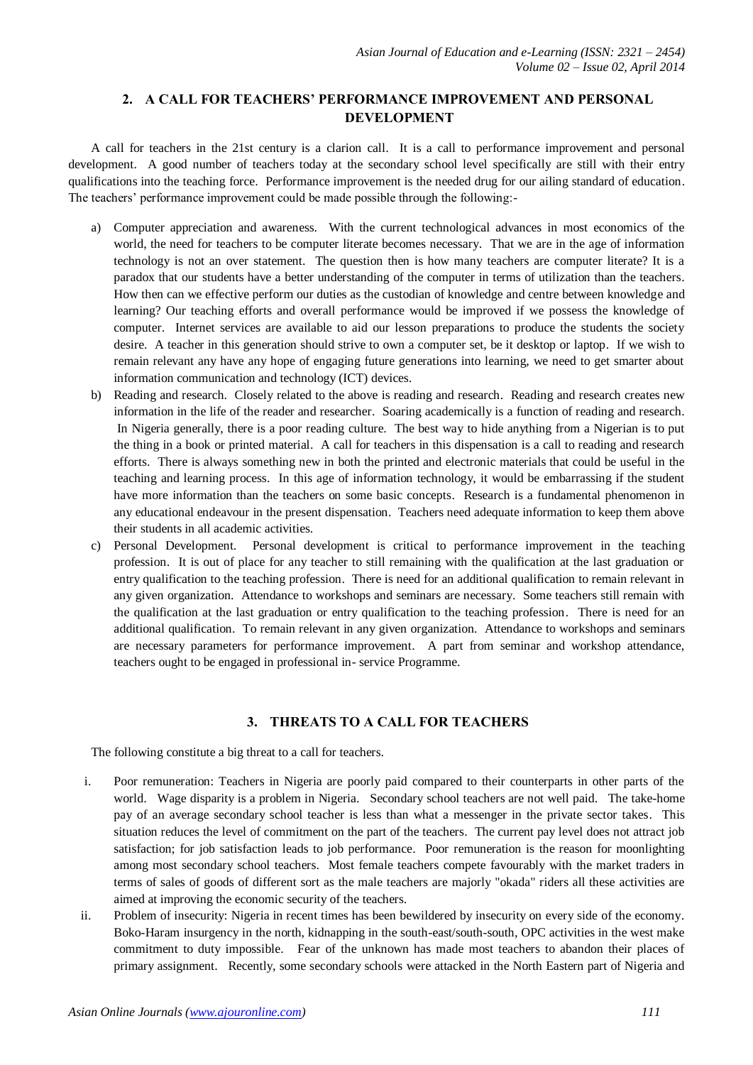## 2. A CALL FOR TEACHERS' PERFORMANCE IMPROVEMENT AND PERSONAL DEVELOPMENT

A call for teachers in the 21st century is a clarion call. It is a call to performance improvement and personal development. A good number of teachers today at the secondary school level specifically are still with their entry qualifications into the teaching force. Performance improvement is the needed drug for our ailing standard of education. The teachers' performance improvement could be made possible through the following:-

a) Computer appreciation and awareness. With the current technological advances in most economics of the world, the need for teachers to be computer literate becomes necessary. That we are in the age of information technology is not an over statement. The question then is how many teachers are computer literate? It is a paradox that our students have a better understanding of the computer in terms of utilization than the teachers. How then can we effective perform our duties as the custodian of knowledge and centre between knowledge and learning? Our teaching efforts and overall performance would be improved if we possess the knowledge of computer. Internet services are available to aid our lesson preparations to produce the students the society desire. A teacher in this generation should strive to own a computer set, be it desktop or laptop. If we wish to remain relevant any have any hope of engaging future generations into learning, we need to get smarter about information communication and technology (ICT) devices.
b) Reading and research. Closely related to the above is reading and research. Reading and research creates new information in the life of the reader and researcher. Soaring academically is a function of reading and research. In Nigeria generally, there is a poor reading culture. The best way to hide anything from a Nigerian is to put the thing in a book or printed material. A call for teachers in this dispensation is a call to reading and research efforts. There is always something new in both the printed and electronic materials that could be useful in the teaching and learning process. In this age of information technology, it would be embarrassing if the student have more information than the teachers on some basic concepts. Research is a fundamental phenomenon in any educational endeavour in the present dispensation. Teachers need adequate information to keep them above their students in all academic activities.
c) Personal Development. Personal development is critical to performance improvement in the teaching profession. It is out of place for any teacher to still remaining with the qualification at the last graduation or entry qualification to the teaching profession. There is need for an additional qualification to remain relevant in any given organization. Attendance to workshops and seminars are necessary. Some teachers still remain with the qualification at the last graduation or entry qualification to the teaching profession. There is need for an additional qualification. To remain relevant in any given organization. Attendance to workshops and seminars are necessary parameters for performance improvement. A part from seminar and workshop attendance, teachers ought to be engaged in professional in- service Programme.

## 3. THREATS TO A CALL FOR TEACHERS

The following constitute a big threat to a call for teachers.

i. Poor remuneration: Teachers in Nigeria are poorly paid compared to their counterparts in other parts of the world. Wage disparity is a problem in Nigeria. Secondary school teachers are not well paid. The take-home pay of an average secondary school teacher is less than what a messenger in the private sector takes. This situation reduces the level of commitment on the part of the teachers. The current pay level does not attract job satisfaction; for job satisfaction leads to job performance. Poor remuneration is the reason for moonlighting among most secondary school teachers. Most female teachers compete favourably with the market traders in terms of sales of goods of different sort as the male teachers are majorly "okada" riders all these activities are aimed at improving the economic security of the teachers.
ii. Problem of insecurity: Nigeria in recent times has been bewildered by insecurity on every side of the economy. Boko-Haram insurgency in the north, kidnapping in the south-east/south-south, OPC activities in the west make commitment to duty impossible. Fear of the unknown has made most teachers to abandon their places of primary assignment. Recently, some secondary schools were attacked in the North Eastern part of Nigeria and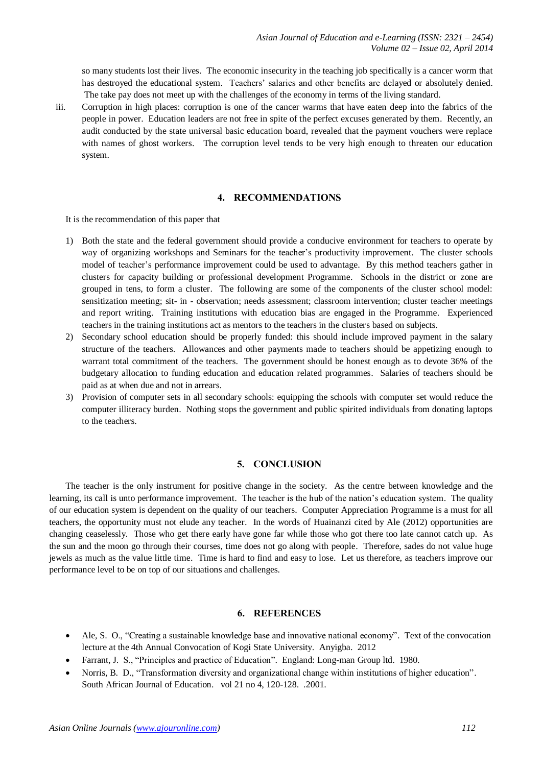so many students lost their lives. The economic insecurity in the teaching job specifically is a cancer worm that has destroyed the educational system. Teachers' salaries and other benefits are delayed or absolutely denied. The take pay does not meet up with the challenges of the economy in terms of the living standard.

iii. Corruption in high places: corruption is one of the cancer warms that have eaten deep into the fabrics of the people in power. Education leaders are not free in spite of the perfect excuses generated by them. Recently, an audit conducted by the state universal basic education board, revealed that the payment vouchers were replace with names of ghost workers. The corruption level tends to be very high enough to threaten our education system.

## 4. RECOMMENDATIONS

It is the recommendation of this paper that

1) Both the state and the federal government should provide a conducive environment for teachers to operate by way of organizing workshops and Seminars for the teacher's productivity improvement. The cluster schools model of teacher's performance improvement could be used to advantage. By this method teachers gather in clusters for capacity building or professional development Programme. Schools in the district or zone are grouped in tens, to form a cluster. The following are some of the components of the cluster school model: sensitization meeting; sit- in - observation; needs assessment; classroom intervention; cluster teacher meetings and report writing. Training institutions with education bias are engaged in the Programme. Experienced teachers in the training institutions act as mentors to the teachers in the clusters based on subjects.
2) Secondary school education should be properly funded: this should include improved payment in the salary structure of the teachers. Allowances and other payments made to teachers should be appetizing enough to warrant total commitment of the teachers. The government should be honest enough as to devote 36% of the budgetary allocation to funding education and education related programmes. Salaries of teachers should be paid as at when due and not in arrears.
3) Provision of computer sets in all secondary schools: equipping the schools with computer set would reduce the computer illiteracy burden. Nothing stops the government and public spirited individuals from donating laptops to the teachers.

## 5. CONCLUSION

The teacher is the only instrument for positive change in the society. As the centre between knowledge and the learning, its call is unto performance improvement. The teacher is the hub of the nation's education system. The quality of our education system is dependent on the quality of our teachers. Computer Appreciation Programme is a must for all teachers, the opportunity must not elude any teacher. In the words of Huainanzi cited by Ale (2012) opportunities are changing ceaselessly. Those who get there early have gone far while those who got there too late cannot catch up. As the sun and the moon go through their courses, time does not go along with people. Therefore, sades do not value huge jewels as much as the value little time. Time is hard to find and easy to lose. Let us therefore, as teachers improve our performance level to be on top of our situations and challenges.

## 6. REFERENCES

- Ale, S. O., "Creating a sustainable knowledge base and innovative national economy". Text of the convocation lecture at the 4th Annual Convocation of Kogi State University. Anyigba. 2012
- Farrant, J. S., "Principles and practice of Education". England: Long-man Group ltd. 1980.
- Norris, B. D., "Transformation diversity and organizational change within institutions of higher education". South African Journal of Education. vol 21 no 4, 120-128. .2001.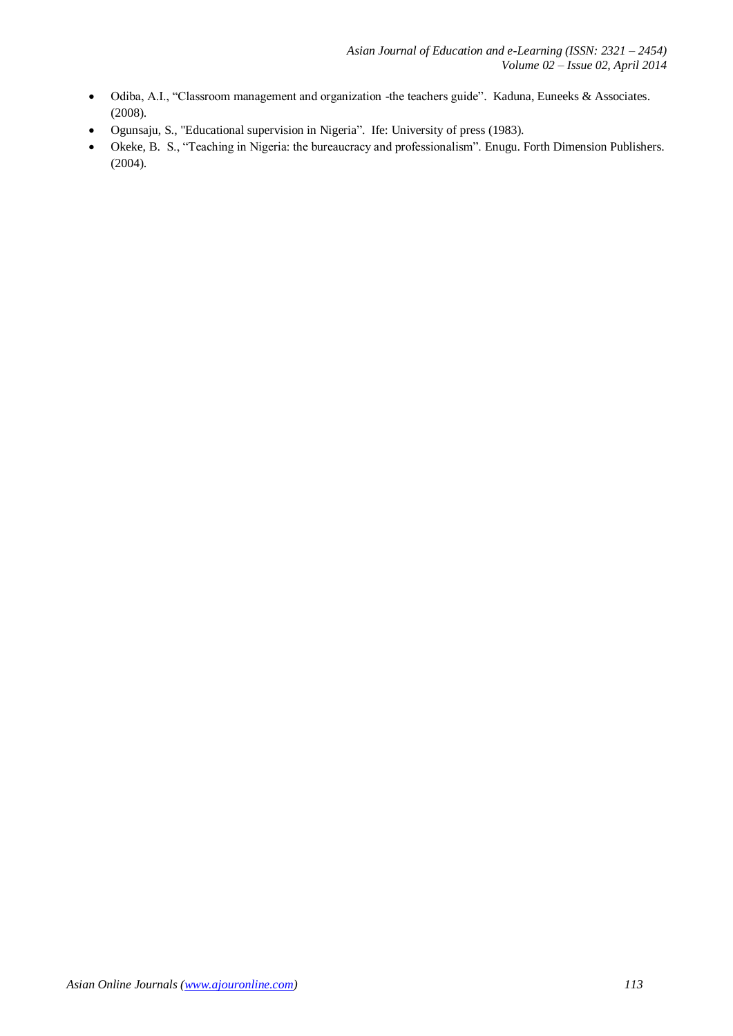- Odiba, A.I., “Classroom management and organization -the teachers guide”. Kaduna, Euneeks & Associates. (2008).
- Ogunsaju, S., "Educational supervision in Nigeria”. Ife: University of press (1983).
- Okeke, B. S., “Teaching in Nigeria: the bureaucracy and professionalism”. Enugu. Forth Dimension Publishers. (2004).